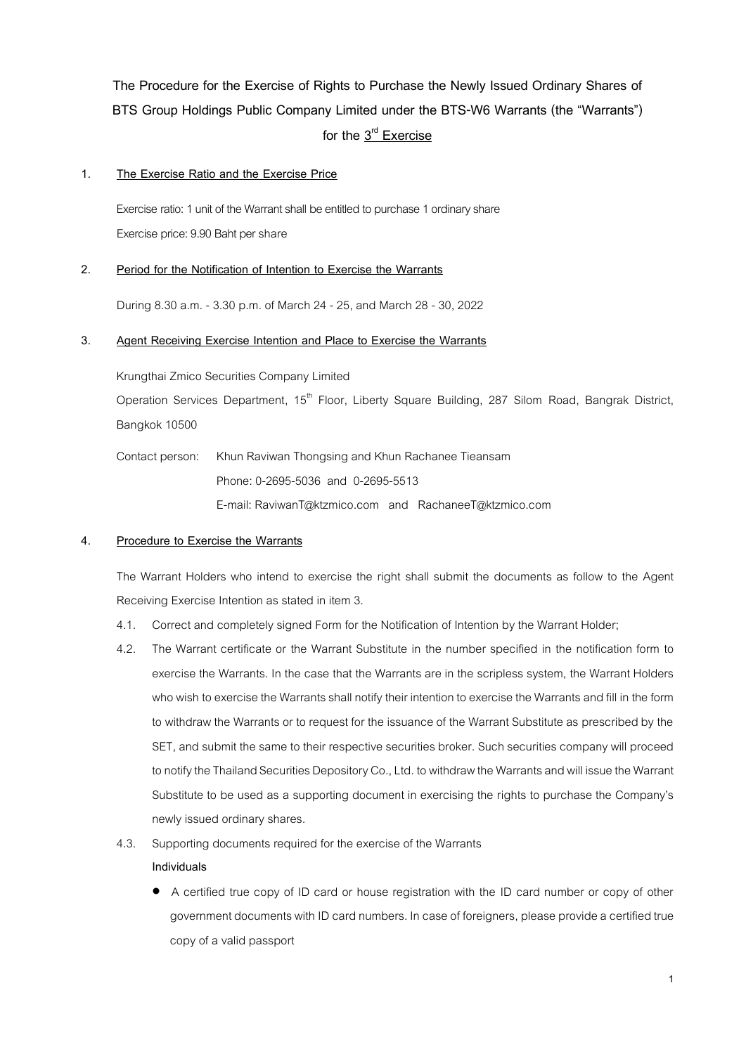# The Procedure for the Exercise of Rights to Purchase the Newly Issued Ordinary Shares of BTS Group Holdings Public Company Limited under the BTS-W6 Warrants (the "Warrants") for the 3rd Exercise

## 1. The Exercise Ratio and the Exercise Price

Exercise ratio: 1 unit of the Warrant shall be entitled to purchase 1 ordinary share

Exercise price: 9.90 Baht per share

## 2. Period for the Notification of Intention to Exercise the Warrants

During 8.30 a.m. - 3.30 p.m. of March 24 - 25, and March 28 - 30, 2022

## 3. Agent Receiving Exercise Intention and Place to Exercise the Warrants

Krungthai Zmico Securities Company Limited

Operation Services Department, 15th Floor, Liberty Square Building, 287 Silom Road, Bangrak District, Bangkok 10500

Contact person: Khun Raviwan Thongsing and Khun Rachanee Tieansam

Phone: 0-2695-5036 and 0-2695-5513

E-mail: RaviwanT@ktzmico.com and RachaneeT@ktzmico.com

## 4. Procedure to Exercise the Warrants

The Warrant Holders who intend to exercise the right shall submit the documents as follow to the Agent Receiving Exercise Intention as stated in item 3.

4.1. Correct and completely signed Form for the Notification of Intention by the Warrant Holder;

4.2. The Warrant certificate or the Warrant Substitute in the number specified in the notification form to exercise the Warrants. In the case that the Warrants are in the scripless system, the Warrant Holders who wish to exercise the Warrants shall notify their intention to exercise the Warrants and fill in the form to withdraw the Warrants or to request for the issuance of the Warrant Substitute as prescribed by the SET, and submit the same to their respective securities broker. Such securities company will proceed to notify the Thailand Securities Depository Co., Ltd. to withdraw the Warrants and will issue the Warrant Substitute to be used as a supporting document in exercising the rights to purchase the Company's newly issued ordinary shares.

4.3. Supporting documents required for the exercise of the Warrants

**Individuals**

- A certified true copy of ID card or house registration with the ID card number or copy of other government documents with ID card numbers. In case of foreigners, please provide a certified true copy of a valid passport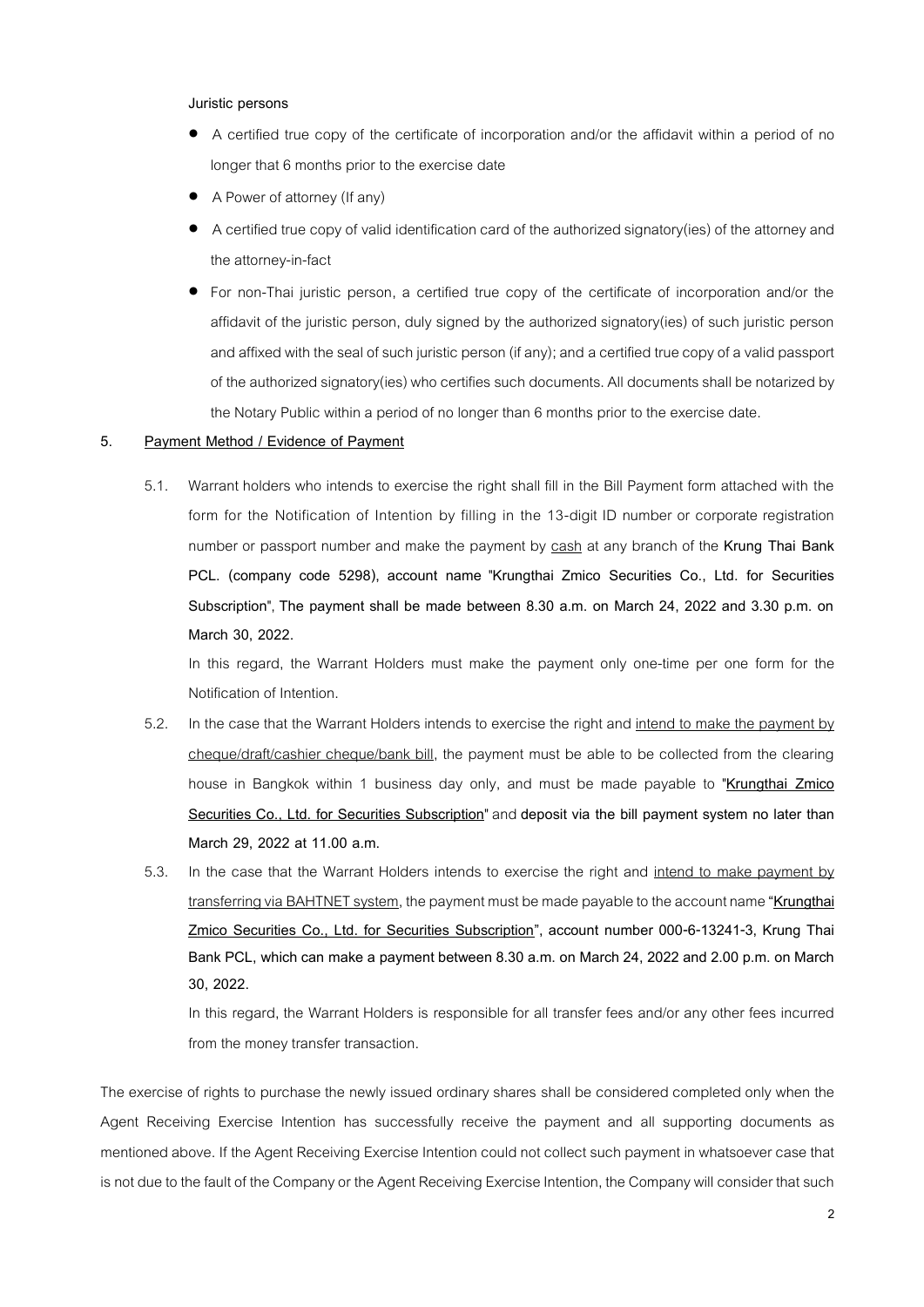**Juristic persons**

- A certified true copy of the certificate of incorporation and/or the affidavit within a period of no longer that 6 months prior to the exercise date
- A Power of attorney (If any)
- A certified true copy of valid identification card of the authorized signatory(ies) of the attorney and the attorney-in-fact
- For non-Thai juristic person, a certified true copy of the certificate of incorporation and/or the affidavit of the juristic person, duly signed by the authorized signatory(ies) of such juristic person and affixed with the seal of such juristic person (if any); and a certified true copy of a valid passport of the authorized signatory(ies) who certifies such documents. All documents shall be notarized by the Notary Public within a period of no longer than 6 months prior to the exercise date.

**5. Payment Method / Evidence of Payment**

5.1. Warrant holders who intends to exercise the right shall fill in the Bill Payment form attached with the form for the Notification of Intention by filling in the 13-digit ID number or corporate registration number or passport number and make the payment by cash at any branch of the **Krung Thai Bank PCL. (company code 5298), account name "Krungthai Zmico Securities Co., Ltd. for Securities Subscription", The payment shall be made between 8.30 a.m. on March 24, 2022 and 3.30 p.m. on March 30, 2022.**

In this regard, the Warrant Holders must make the payment only one-time per one form for the Notification of Intention.

5.2. In the case that the Warrant Holders intends to exercise the right and intend to make the payment by cheque/draft/cashier cheque/bank bill, the payment must be able to be collected from the clearing house in Bangkok within 1 business day only, and must be made payable to "**Krungthai Zmico Securities Co., Ltd. for Securities Subscription**" and **deposit via the bill payment system no later than March 29, 2022 at 11.00 a.m.**

5.3. In the case that the Warrant Holders intends to exercise the right and intend to make payment by transferring via BAHTNET system, the payment must be made payable to the account name **"Krungthai Zmico Securities Co., Ltd. for Securities Subscription", account number 000-6-13241-3, Krung Thai Bank PCL, which can make a payment between 8.30 a.m. on March 24, 2022 and 2.00 p.m. on March 30, 2022.**

In this regard, the Warrant Holders is responsible for all transfer fees and/or any other fees incurred from the money transfer transaction.

The exercise of rights to purchase the newly issued ordinary shares shall be considered completed only when the Agent Receiving Exercise Intention has successfully receive the payment and all supporting documents as mentioned above. If the Agent Receiving Exercise Intention could not collect such payment in whatsoever case that is not due to the fault of the Company or the Agent Receiving Exercise Intention, the Company will consider that such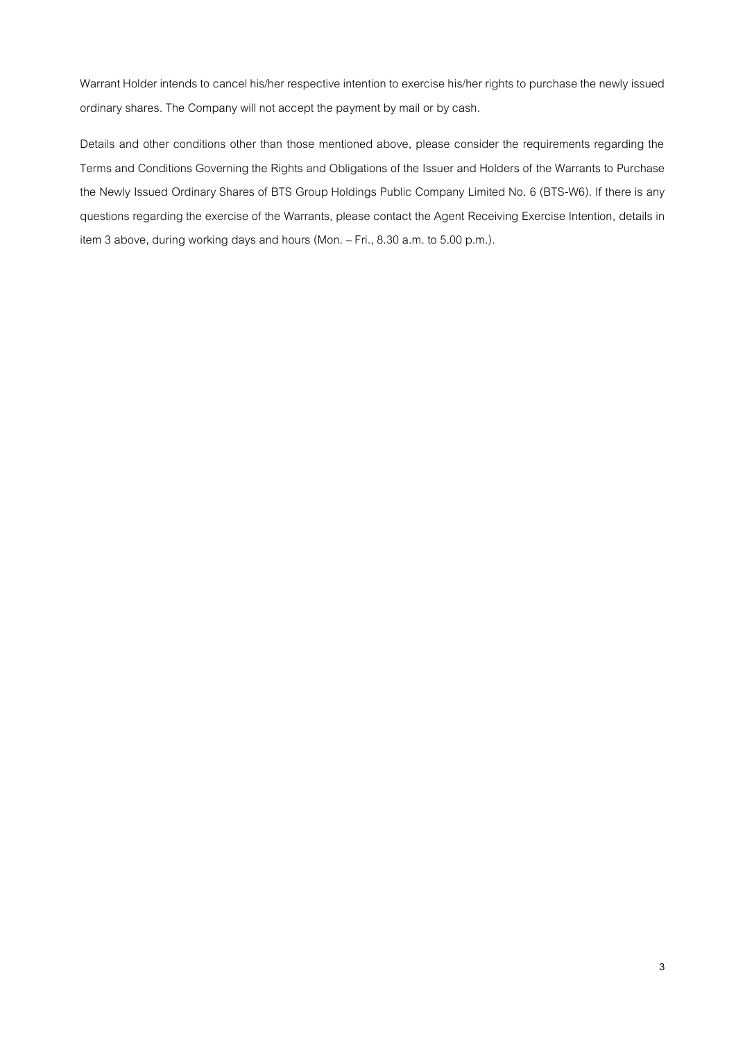Warrant Holder intends to cancel his/her respective intention to exercise his/her rights to purchase the newly issued ordinary shares. The Company will not accept the payment by mail or by cash.

Details and other conditions other than those mentioned above, please consider the requirements regarding the Terms and Conditions Governing the Rights and Obligations of the Issuer and Holders of the Warrants to Purchase the Newly Issued Ordinary Shares of BTS Group Holdings Public Company Limited No. 6 (BTS-W6). If there is any questions regarding the exercise of the Warrants, please contact the Agent Receiving Exercise Intention, details in item 3 above, during working days and hours (Mon. – Fri., 8.30 a.m. to 5.00 p.m.).